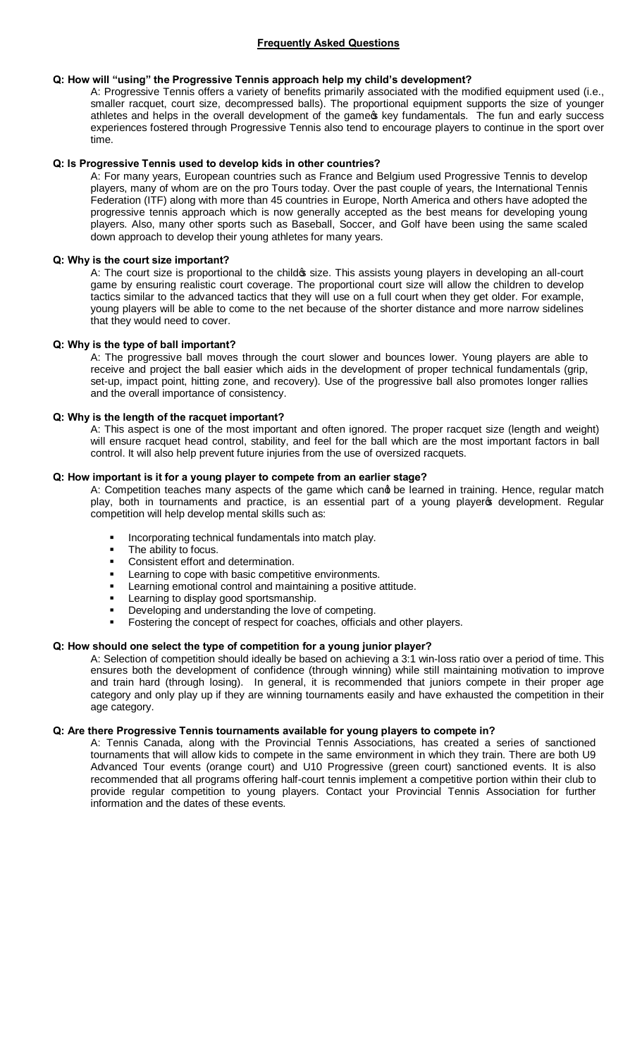## Frequently Asked Questions

**Q: How will "using" the Progressive Tennis approach help my child's development?**

A: Progressive Tennis offers a variety of benefits primarily associated with the modified equipment used (i.e., smaller racquet, court size, decompressed balls). The proportional equipment supports the size of younger athletes and helps in the overall development of the game's key fundamentals. The fun and early success experiences fostered through Progressive Tennis also tend to encourage players to continue in the sport over time.

**Q: Is Progressive Tennis used to develop kids in other countries?**

A: For many years, European countries such as France and Belgium used Progressive Tennis to develop players, many of whom are on the pro Tours today. Over the past couple of years, the International Tennis Federation (ITF) along with more than 45 countries in Europe, North America and others have adopted the progressive tennis approach which is now generally accepted as the best means for developing young players. Also, many other sports such as Baseball, Soccer, and Golf have been using the same scaled down approach to develop their young athletes for many years.

**Q: Why is the court size important?**

A: The court size is proportional to the child's size. This assists young players in developing an all-court game by ensuring realistic court coverage. The proportional court size will allow the children to develop tactics similar to the advanced tactics that they will use on a full court when they get older. For example, young players will be able to come to the net because of the shorter distance and more narrow sidelines that they would need to cover.

**Q: Why is the type of ball important?**

A: The progressive ball moves through the court slower and bounces lower. Young players are able to receive and project the ball easier which aids in the development of proper technical fundamentals (grip, set-up, impact point, hitting zone, and recovery). Use of the progressive ball also promotes longer rallies and the overall importance of consistency.

**Q: Why is the length of the racquet important?**

A: This aspect is one of the most important and often ignored. The proper racquet size (length and weight) will ensure racquet head control, stability, and feel for the ball which are the most important factors in ball control. It will also help prevent future injuries from the use of oversized racquets.

**Q: How important is it for a young player to compete from an earlier stage?**

A: Competition teaches many aspects of the game which can't be learned in training. Hence, regular match play, both in tournaments and practice, is an essential part of a young player's development. Regular competition will help develop mental skills such as:

- Incorporating technical fundamentals into match play.
- The ability to focus.
- Consistent effort and determination.
- Learning to cope with basic competitive environments.
- Learning emotional control and maintaining a positive attitude.
- Learning to display good sportsmanship.
- Developing and understanding the love of competing.
- Fostering the concept of respect for coaches, officials and other players.

**Q: How should one select the type of competition for a young junior player?**

A: Selection of competition should ideally be based on achieving a 3:1 win-loss ratio over a period of time. This ensures both the development of confidence (through winning) while still maintaining motivation to improve and train hard (through losing). In general, it is recommended that juniors compete in their proper age category and only play up if they are winning tournaments easily and have exhausted the competition in their age category.

**Q: Are there Progressive Tennis tournaments available for young players to compete in?**

A: Tennis Canada, along with the Provincial Tennis Associations, has created a series of sanctioned tournaments that will allow kids to compete in the same environment in which they train. There are both U9 Advanced Tour events (orange court) and U10 Progressive (green court) sanctioned events. It is also recommended that all programs offering half-court tennis implement a competitive portion within their club to provide regular competition to young players. Contact your Provincial Tennis Association for further information and the dates of these events.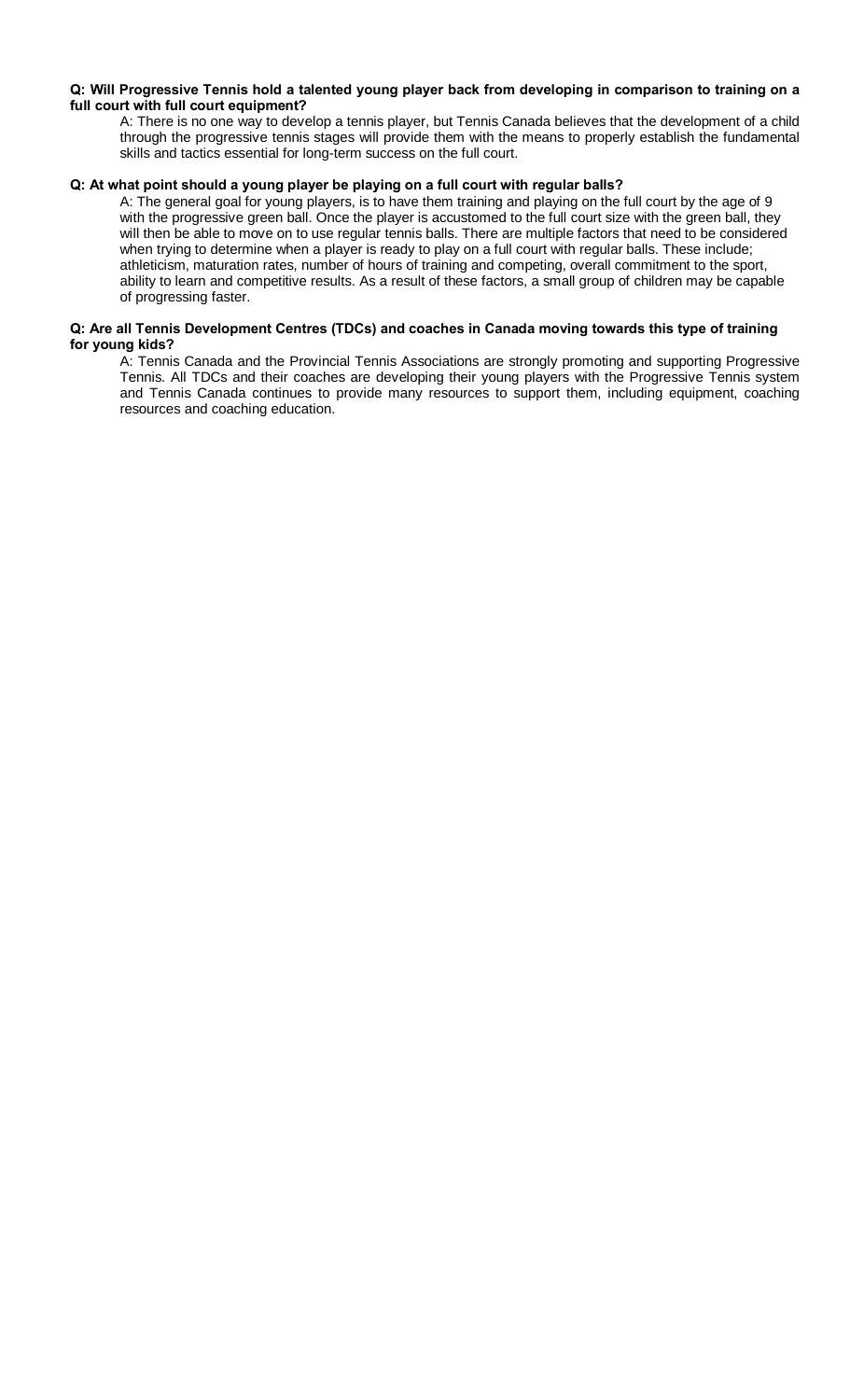**Q: Will Progressive Tennis hold a talented young player back from developing in comparison to training on a full court with full court equipment?**

A: There is no one way to develop a tennis player, but Tennis Canada believes that the development of a child through the progressive tennis stages will provide them with the means to properly establish the fundamental skills and tactics essential for long-term success on the full court.

**Q: At what point should a young player be playing on a full court with regular balls?**

A: The general goal for young players, is to have them training and playing on the full court by the age of 9 with the progressive green ball. Once the player is accustomed to the full court size with the green ball, they will then be able to move on to use regular tennis balls. There are multiple factors that need to be considered when trying to determine when a player is ready to play on a full court with regular balls. These include; athleticism, maturation rates, number of hours of training and competing, overall commitment to the sport, ability to learn and competitive results. As a result of these factors, a small group of children may be capable of progressing faster.

**Q: Are all Tennis Development Centres (TDCs) and coaches in Canada moving towards this type of training for young kids?**

A: Tennis Canada and the Provincial Tennis Associations are strongly promoting and supporting Progressive Tennis. All TDCs and their coaches are developing their young players with the Progressive Tennis system and Tennis Canada continues to provide many resources to support them, including equipment, coaching resources and coaching education.